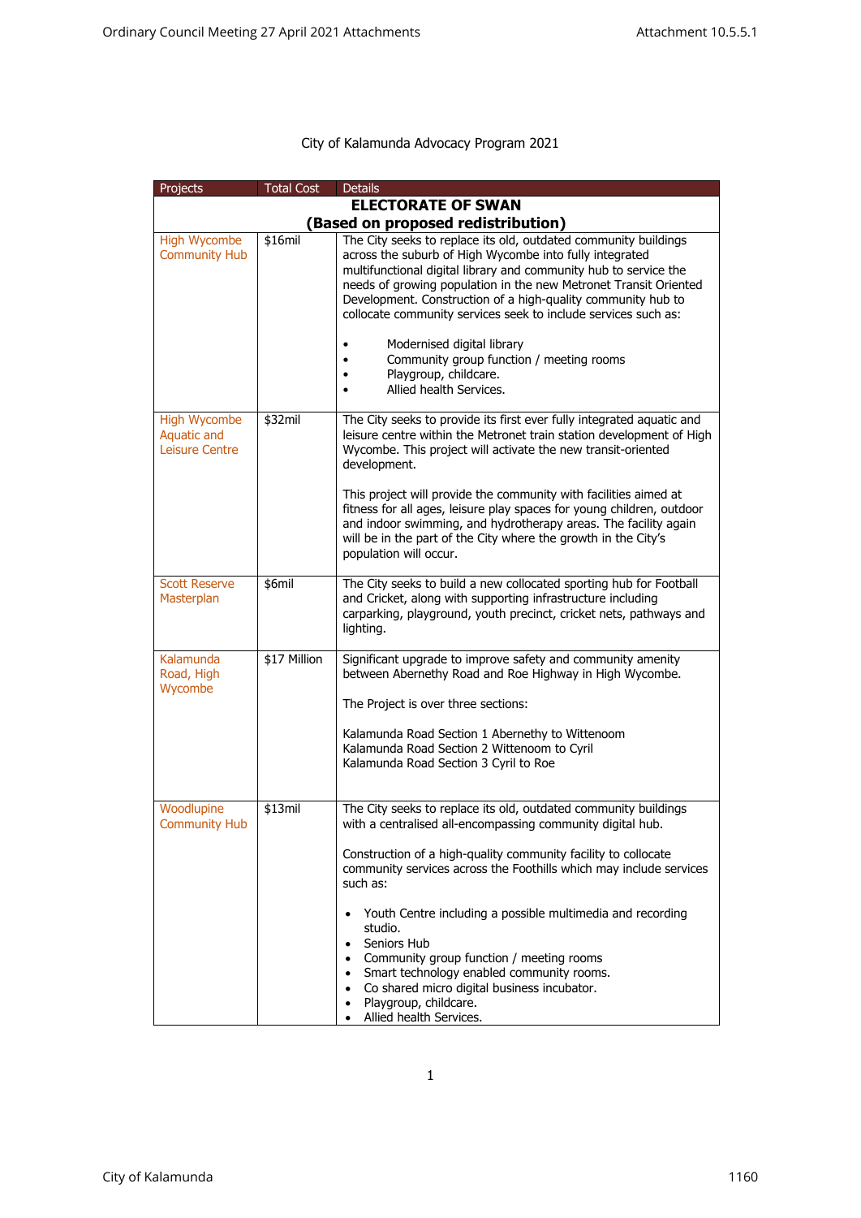City of Kalamunda Advocacy Program 2021

| Projects | Total Cost | Details |
|---|---|---|
| **ELECTORATE OF SWAN (Based on proposed redistribution)** | | |
| High Wycombe Community Hub | $16mil | The City seeks to replace its old, outdated community buildings across the suburb of High Wycombe into fully integrated multifunctional digital library and community hub to service the needs of growing population in the new Metronet Transit Oriented Development. Construction of a high-quality community hub to collocate community services seek to include services such as:<br><br>• Modernised digital library<br>• Community group function / meeting rooms<br>• Playgroup, childcare.<br>• Allied health Services. |
| High Wycombe Aquatic and Leisure Centre | $32mil | The City seeks to provide its first ever fully integrated aquatic and leisure centre within the Metronet train station development of High Wycombe. This project will activate the new transit-oriented development.<br><br>This project will provide the community with facilities aimed at fitness for all ages, leisure play spaces for young children, outdoor and indoor swimming, and hydrotherapy areas. The facility again will be in the part of the City where the growth in the City's population will occur. |
| Scott Reserve Masterplan | $6mil | The City seeks to build a new collocated sporting hub for Football and Cricket, along with supporting infrastructure including carparking, playground, youth precinct, cricket nets, pathways and lighting. |
| Kalamunda Road, High Wycombe | $17 Million | Significant upgrade to improve safety and community amenity between Abernethy Road and Roe Highway in High Wycombe.<br><br>The Project is over three sections:<br><br>Kalamunda Road Section 1 Abernethy to Wittenoom<br>Kalamunda Road Section 2 Wittenoom to Cyril<br>Kalamunda Road Section 3 Cyril to Roe |
| Woodlupine Community Hub | $13mil | The City seeks to replace its old, outdated community buildings with a centralised all-encompassing community digital hub.<br><br>Construction of a high-quality community facility to collocate community services across the Foothills which may include services such as:<br><br>• Youth Centre including a possible multimedia and recording studio.<br>• Seniors Hub<br>• Community group function / meeting rooms<br>• Smart technology enabled community rooms.<br>• Co shared micro digital business incubator.<br>• Playgroup, childcare.<br>• Allied health Services. |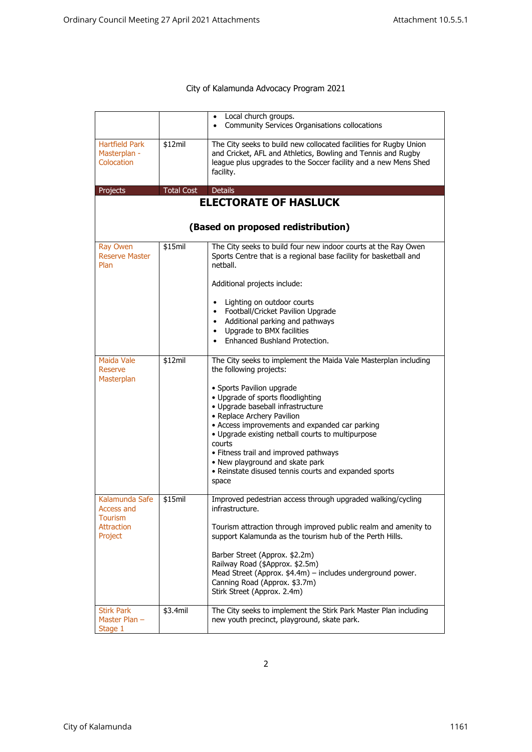City of Kalamunda Advocacy Program 2021

| | | |
|---|---|---|
| | | • Local church groups.<br>• Community Services Organisations collocations |
| Hartfield Park Masterplan - Colocation | $12mil | The City seeks to build new collocated facilities for Rugby Union and Cricket, AFL and Athletics, Bowling and Tennis and Rugby league plus upgrades to the Soccer facility and a new Mens Shed facility. |

| Projects | Total Cost | Details |
|---|---|---|
| **ELECTORATE OF HASLUCK**<br><br>**(Based on proposed redistribution)** | | |
| Ray Owen Reserve Master Plan | $15mil | The City seeks to build four new indoor courts at the Ray Owen Sports Centre that is a regional base facility for basketball and netball.<br><br>Additional projects include:<br><br>• Lighting on outdoor courts<br>• Football/Cricket Pavilion Upgrade<br>• Additional parking and pathways<br>• Upgrade to BMX facilities<br>• Enhanced Bushland Protection. |
| Maida Vale Reserve Masterplan | $12mil | The City seeks to implement the Maida Vale Masterplan including the following projects:<br><br>• Sports Pavilion upgrade<br>• Upgrade of sports floodlighting<br>• Upgrade baseball infrastructure<br>• Replace Archery Pavilion<br>• Access improvements and expanded car parking<br>• Upgrade existing netball courts to multipurpose courts<br>• Fitness trail and improved pathways<br>• New playground and skate park<br>• Reinstate disused tennis courts and expanded sports space |
| Kalamunda Safe Access and Tourism Attraction Project | $15mil | Improved pedestrian access through upgraded walking/cycling infrastructure.<br><br>Tourism attraction through improved public realm and amenity to support Kalamunda as the tourism hub of the Perth Hills.<br><br>Barber Street (Approx. $2.2m)<br>Railway Road ($Approx. $2.5m)<br>Mead Street (Approx. $4.4m) – includes underground power.<br>Canning Road (Approx. $3.7m)<br>Stirk Street (Approx. 2.4m) |
| Stirk Park Master Plan – Stage 1 | $3.4mil | The City seeks to implement the Stirk Park Master Plan including new youth precinct, playground, skate park. |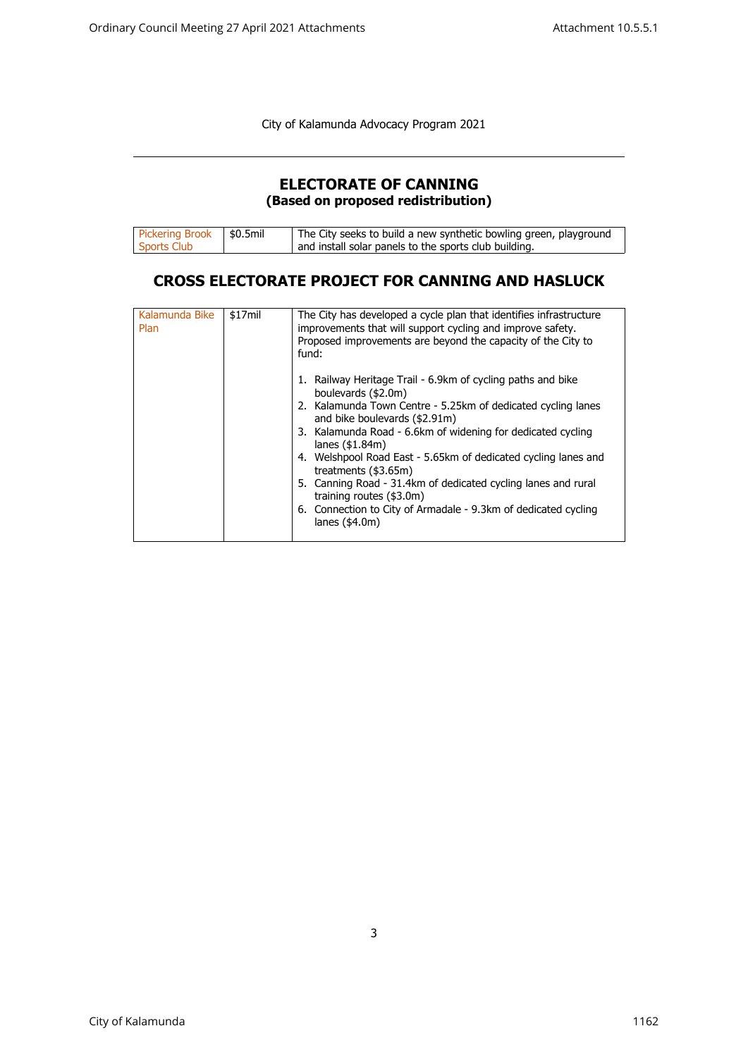City of Kalamunda Advocacy Program 2021

## ELECTORATE OF CANNING
**(Based on proposed redistribution)**

| | | |
|---|---|---|
| Pickering Brook Sports Club | $0.5mil | The City seeks to build a new synthetic bowling green, playground and install solar panels to the sports club building. |

## CROSS ELECTORATE PROJECT FOR CANNING AND HASLUCK

| | | |
|---|---|---|
| Kalamunda Bike Plan | $17mil | The City has developed a cycle plan that identifies infrastructure improvements that will support cycling and improve safety. Proposed improvements are beyond the capacity of the City to fund:<br><br>1. Railway Heritage Trail - 6.9km of cycling paths and bike boulevards ($2.0m)<br>2. Kalamunda Town Centre - 5.25km of dedicated cycling lanes and bike boulevards ($2.91m)<br>3. Kalamunda Road - 6.6km of widening for dedicated cycling lanes ($1.84m)<br>4. Welshpool Road East - 5.65km of dedicated cycling lanes and treatments ($3.65m)<br>5. Canning Road - 31.4km of dedicated cycling lanes and rural training routes ($3.0m)<br>6. Connection to City of Armadale - 9.3km of dedicated cycling lanes ($4.0m) |